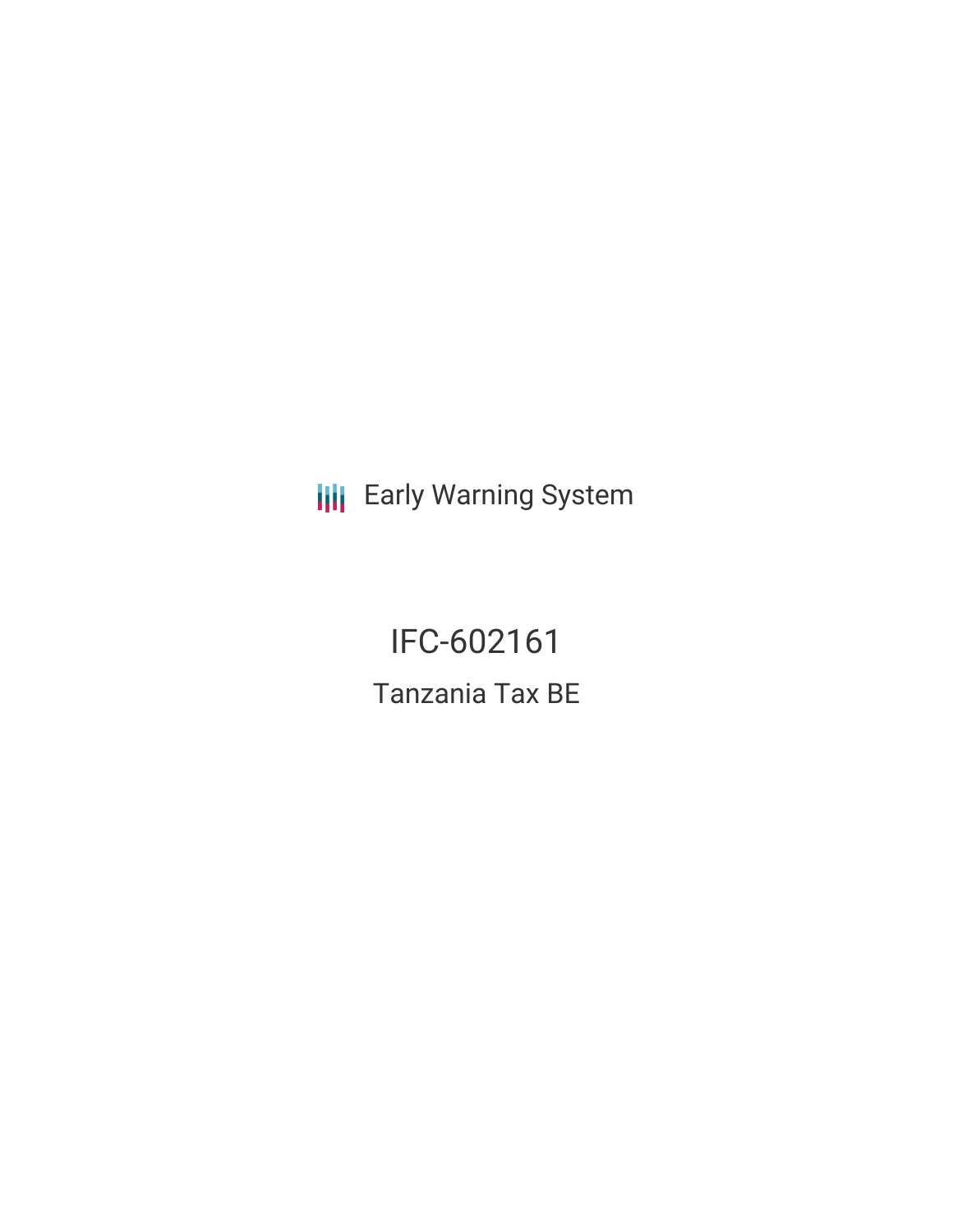Early Warning System

# IFC-602161

## Tanzania Tax BE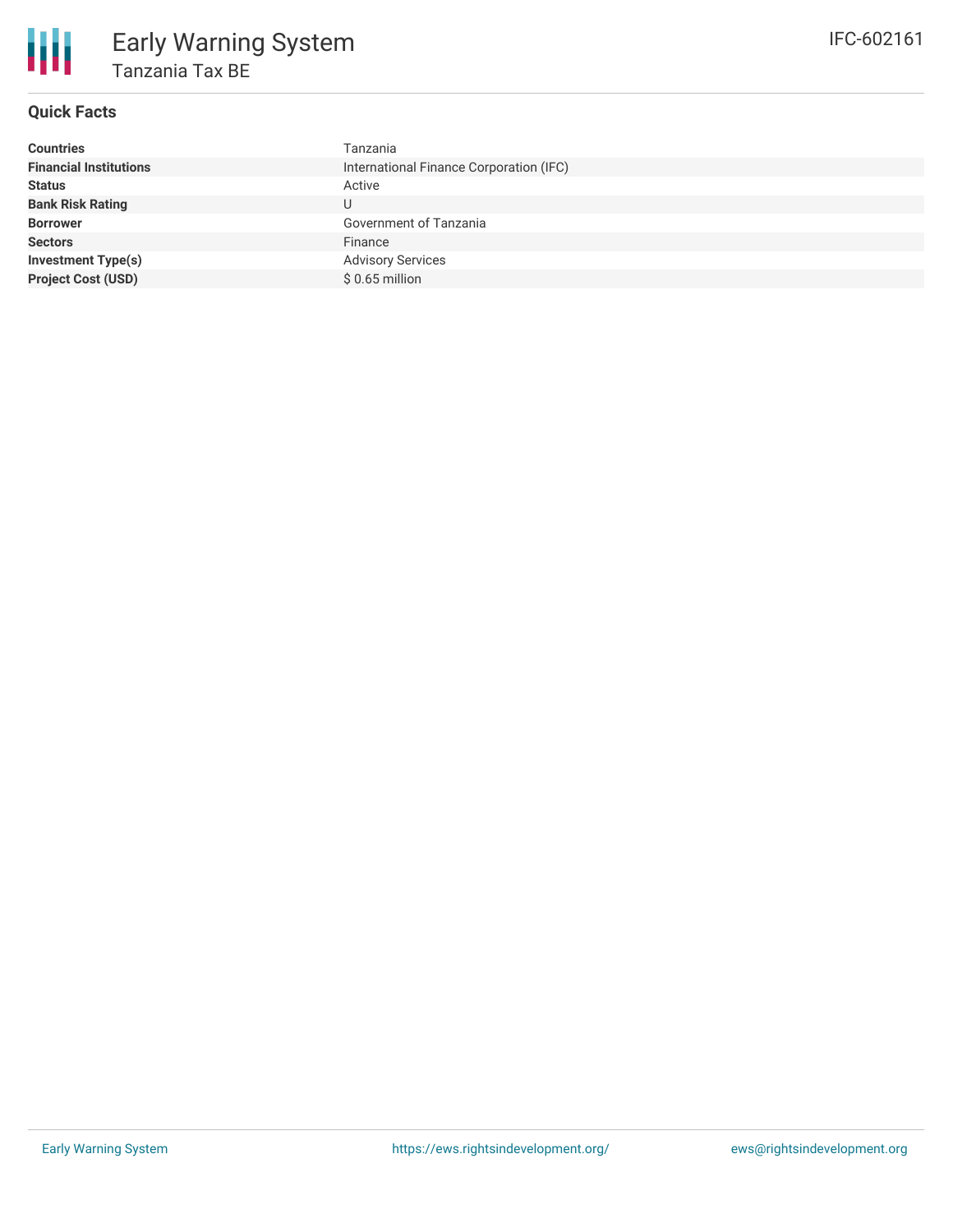# Early Warning System

## Tanzania Tax BE

IFC-602161

### Quick Facts

| | |
|---|---|
| **Countries** | Tanzania |
| **Financial Institutions** | International Finance Corporation (IFC) |
| **Status** | Active |
| **Bank Risk Rating** | U |
| **Borrower** | Government of Tanzania |
| **Sectors** | Finance |
| **Investment Type(s)** | Advisory Services |
| **Project Cost (USD)** | $ 0.65 million |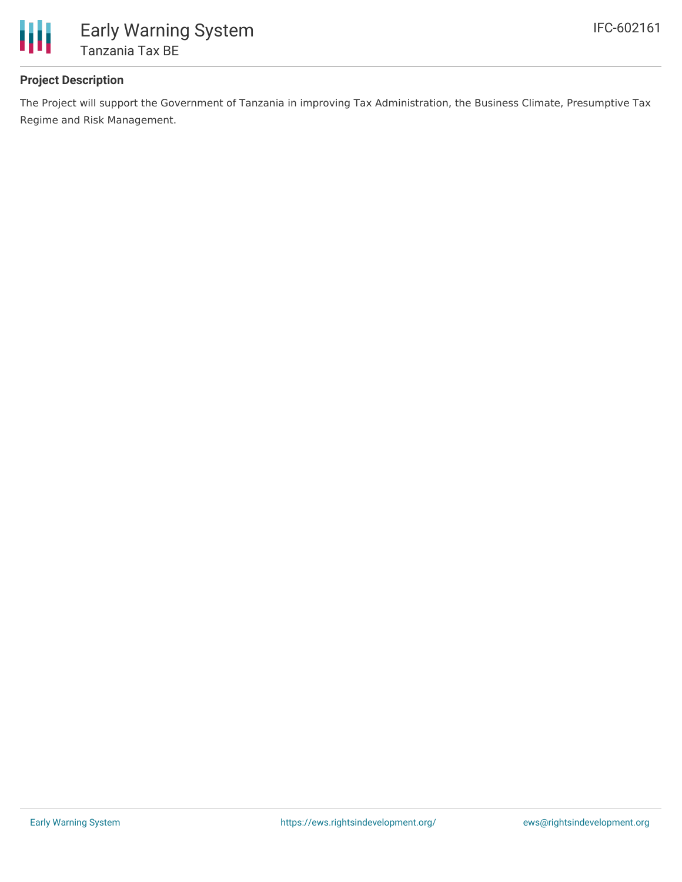## Project Description

The Project will support the Government of Tanzania in improving Tax Administration, the Business Climate, Presumptive Tax Regime and Risk Management.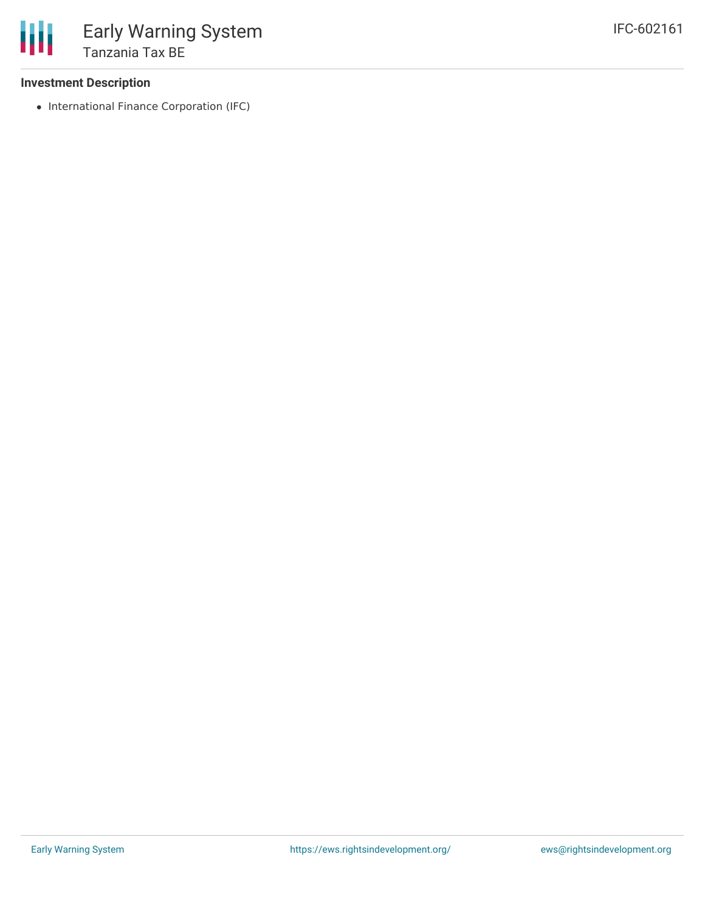### Investment Description

- International Finance Corporation (IFC)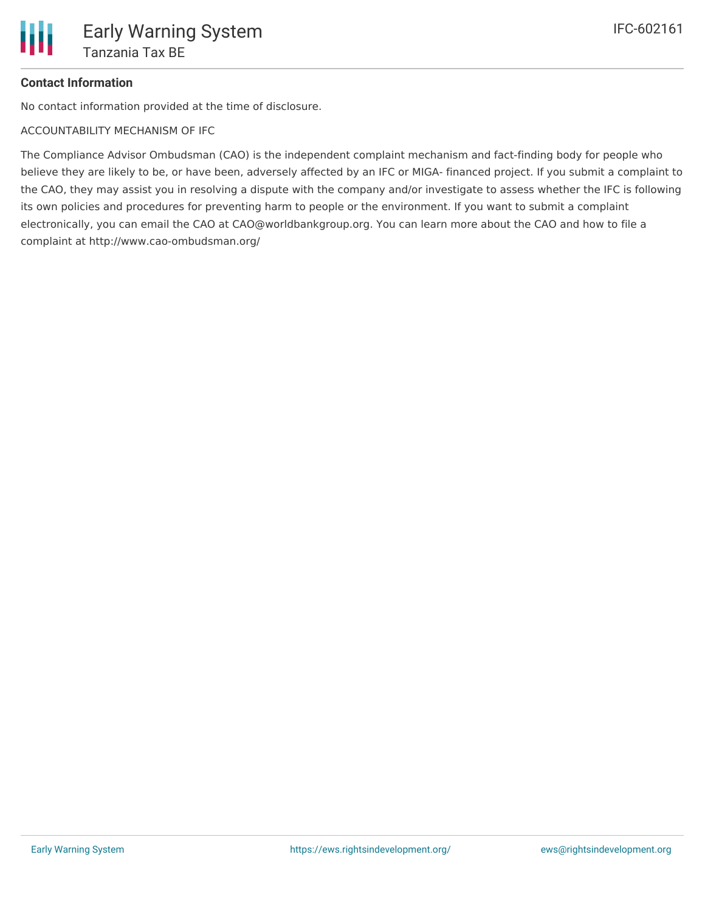**Contact Information**

No contact information provided at the time of disclosure.

ACCOUNTABILITY MECHANISM OF IFC

The Compliance Advisor Ombudsman (CAO) is the independent complaint mechanism and fact-finding body for people who believe they are likely to be, or have been, adversely affected by an IFC or MIGA- financed project. If you submit a complaint to the CAO, they may assist you in resolving a dispute with the company and/or investigate to assess whether the IFC is following its own policies and procedures for preventing harm to people or the environment. If you want to submit a complaint electronically, you can email the CAO at CAO@worldbankgroup.org. You can learn more about the CAO and how to file a complaint at http://www.cao-ombudsman.org/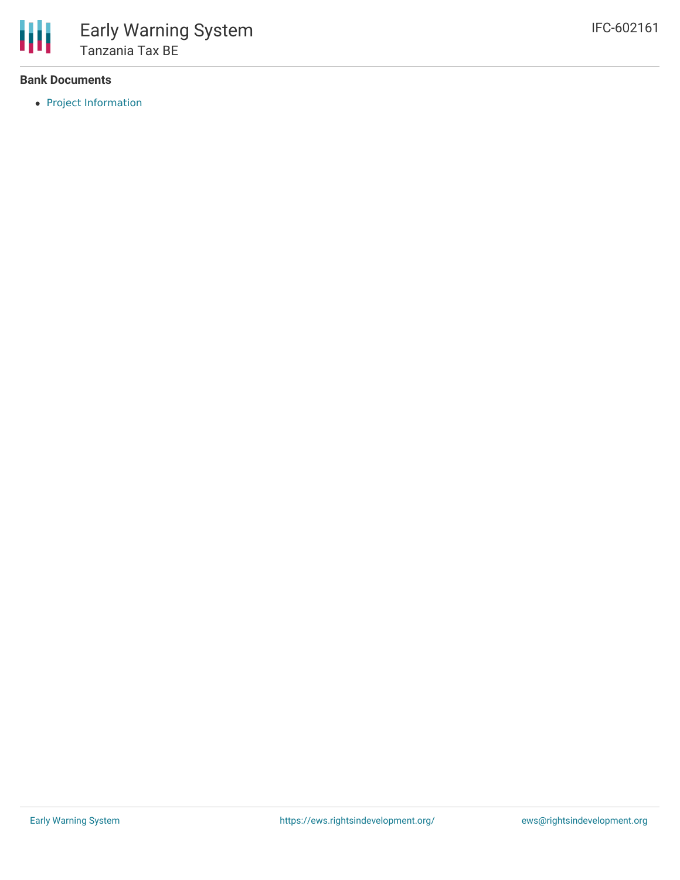**Bank Documents**

- Project Information